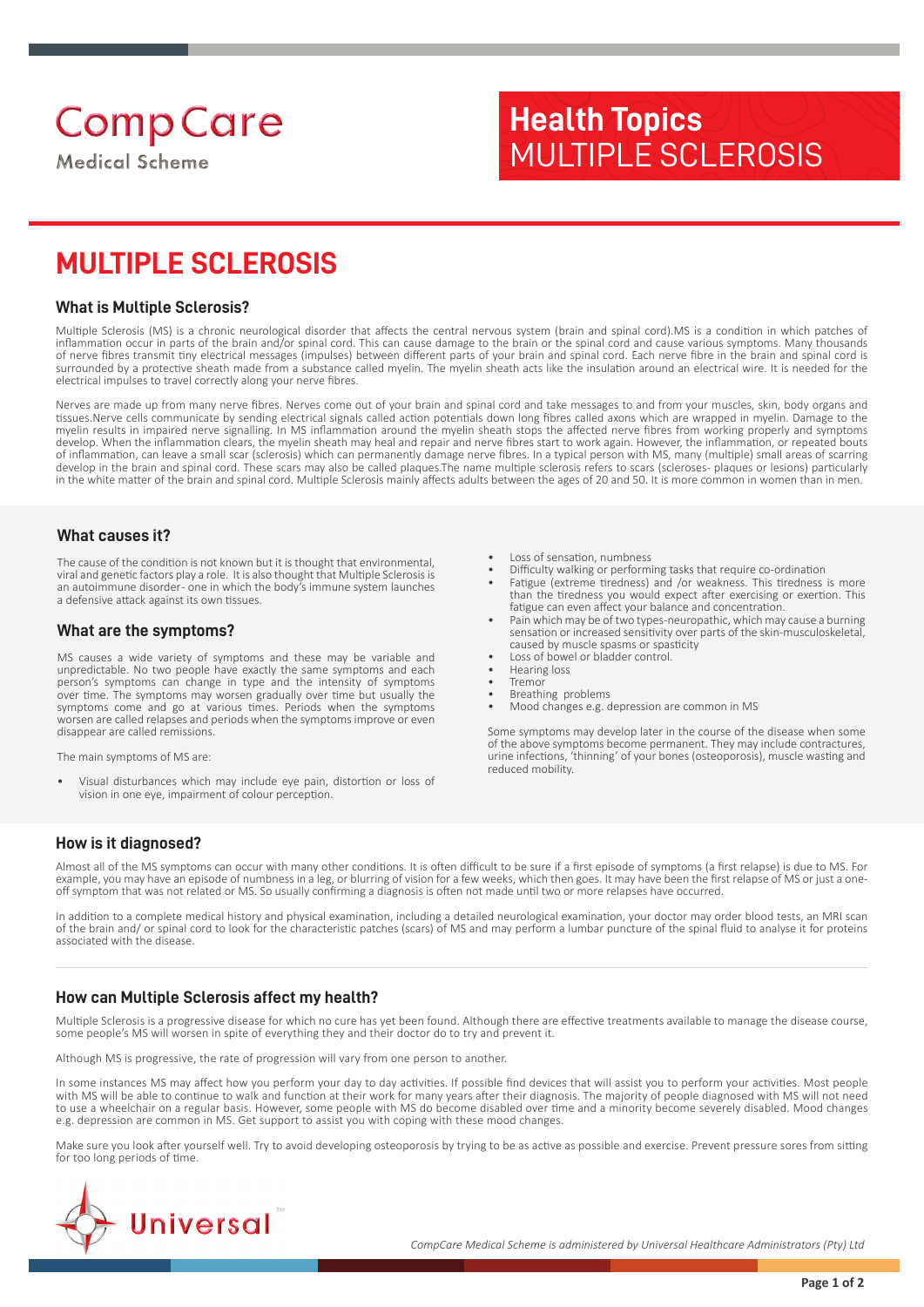CompCare
Medical Scheme

**Health Topics**
MULTIPLE SCLEROSIS

# MULTIPLE SCLEROSIS

## What is Multiple Sclerosis?

Multiple Sclerosis (MS) is a chronic neurological disorder that affects the central nervous system (brain and spinal cord).MS is a condition in which patches of inflammation occur in parts of the brain and/or spinal cord. This can cause damage to the brain or the spinal cord and cause various symptoms. Many thousands of nerve fibres transmit tiny electrical messages (impulses) between different parts of your brain and spinal cord. Each nerve fibre in the brain and spinal cord is surrounded by a protective sheath made from a substance called myelin. The myelin sheath acts like the insulation around an electrical wire. It is needed for the electrical impulses to travel correctly along your nerve fibres.

Nerves are made up from many nerve fibres. Nerves come out of your brain and spinal cord and take messages to and from your muscles, skin, body organs and tissues.Nerve cells communicate by sending electrical signals called action potentials down long fibres called axons which are wrapped in myelin. Damage to the myelin results in impaired nerve signalling. In MS inflammation around the myelin sheath stops the affected nerve fibres from working properly and symptoms develop. When the inflammation clears, the myelin sheath may heal and repair and nerve fibres start to work again. However, the inflammation, or repeated bouts of inflammation, can leave a small scar (sclerosis) which can permanently damage nerve fibres. In a typical person with MS, many (multiple) small areas of scarring develop in the brain and spinal cord. These scars may also be called plaques.The name multiple sclerosis refers to scars (scleroses- plaques or lesions) particularly in the white matter of the brain and spinal cord. Multiple Sclerosis mainly affects adults between the ages of 20 and 50. It is more common in women than in men.

## What causes it?

The cause of the condition is not known but it is thought that environmental, viral and genetic factors play a role. It is also thought that Multiple Sclerosis is an autoimmune disorder- one in which the body's immune system launches a defensive attack against its own tissues.

## What are the symptoms?

MS causes a wide variety of symptoms and these may be variable and unpredictable. No two people have exactly the same symptoms and each person's symptoms can change in type and the intensity of symptoms over time. The symptoms may worsen gradually over time but usually the symptoms come and go at various times. Periods when the symptoms worsen are called relapses and periods when the symptoms improve or even disappear are called remissions.

The main symptoms of MS are:

- Visual disturbances which may include eye pain, distortion or loss of vision in one eye, impairment of colour perception.
- Loss of sensation, numbness
- Difficulty walking or performing tasks that require co-ordination
- Fatigue (extreme tiredness) and /or weakness. This tiredness is more than the tiredness you would expect after exercising or exertion. This fatigue can even affect your balance and concentration.
- Pain which may be of two types-neuropathic, which may cause a burning sensation or increased sensitivity over parts of the skin-musculoskeletal, caused by muscle spasms or spasticity
- Loss of bowel or bladder control.
- Hearing loss
- Tremor
- Breathing problems
- Mood changes e.g. depression are common in MS

Some symptoms may develop later in the course of the disease when some of the above symptoms become permanent. They may include contractures, urine infections, 'thinning' of your bones (osteoporosis), muscle wasting and reduced mobility.

## How is it diagnosed?

Almost all of the MS symptoms can occur with many other conditions. It is often difficult to be sure if a first episode of symptoms (a first relapse) is due to MS. For example, you may have an episode of numbness in a leg, or blurring of vision for a few weeks, which then goes. It may have been the first relapse of MS or just a one-off symptom that was not related or MS. So usually confirming a diagnosis is often not made until two or more relapses have occurred.

In addition to a complete medical history and physical examination, including a detailed neurological examination, your doctor may order blood tests, an MRI scan of the brain and/ or spinal cord to look for the characteristic patches (scars) of MS and may perform a lumbar puncture of the spinal fluid to analyse it for proteins associated with the disease.

## How can Multiple Sclerosis affect my health?

Multiple Sclerosis is a progressive disease for which no cure has yet been found. Although there are effective treatments available to manage the disease course, some people's MS will worsen in spite of everything they and their doctor do to try and prevent it.

Although MS is progressive, the rate of progression will vary from one person to another.

In some instances MS may affect how you perform your day to day activities. If possible find devices that will assist you to perform your activities. Most people with MS will be able to continue to walk and function at their work for many years after their diagnosis. The majority of people diagnosed with MS will not need to use a wheelchair on a regular basis. However, some people with MS do become disabled over time and a minority become severely disabled. Mood changes e.g. depression are common in MS. Get support to assist you with coping with these mood changes.

Make sure you look after yourself well. Try to avoid developing osteoporosis by trying to be as active as possible and exercise. Prevent pressure sores from sitting for too long periods of time.

Universal™

*CompCare Medical Scheme is administered by Universal Healthcare Administrators (Pty) Ltd*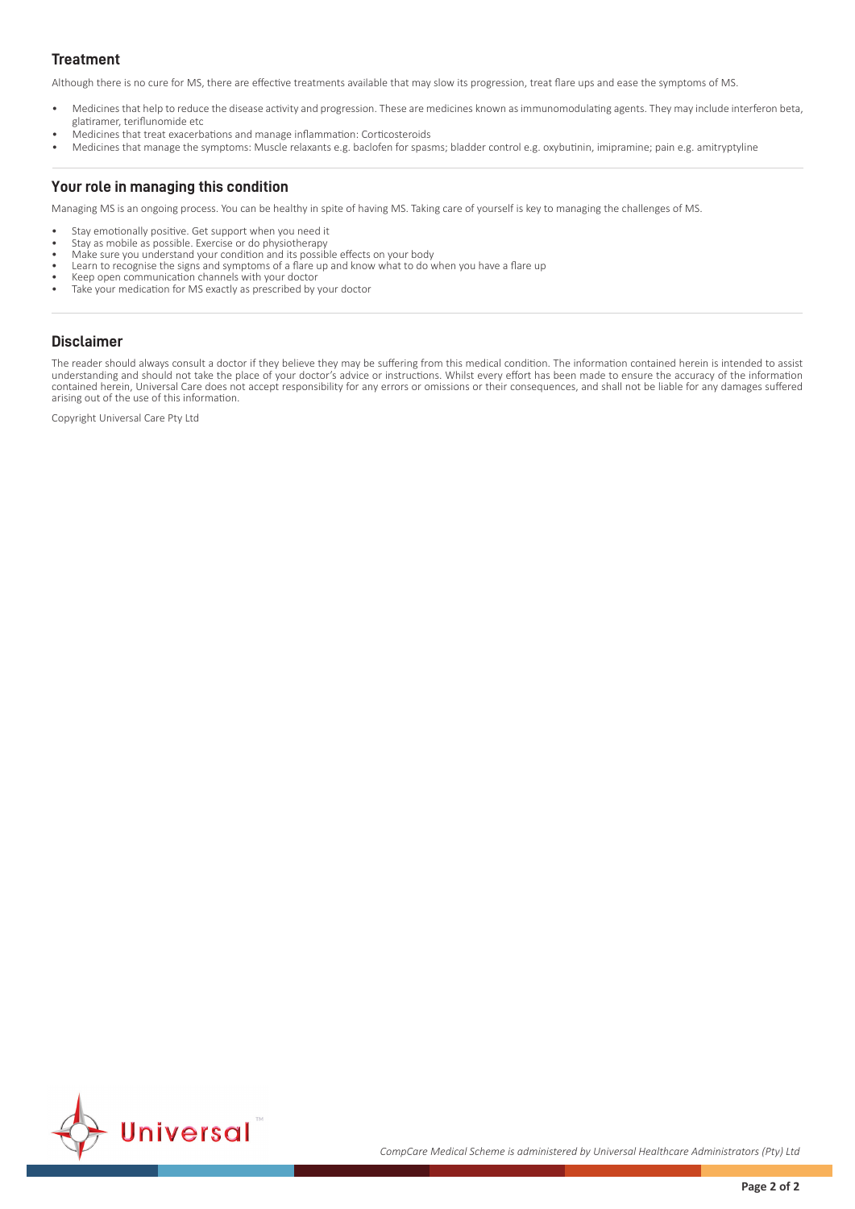## Treatment

Although there is no cure for MS, there are effective treatments available that may slow its progression, treat flare ups and ease the symptoms of MS.

- Medicines that help to reduce the disease activity and progression. These are medicines known as immunomodulating agents. They may include interferon beta, glatiramer, teriflunomide etc
- Medicines that treat exacerbations and manage inflammation: Corticosteroids
- Medicines that manage the symptoms: Muscle relaxants e.g. baclofen for spasms; bladder control e.g. oxybutinin, imipramine; pain e.g. amitryptyline

## Your role in managing this condition

Managing MS is an ongoing process. You can be healthy in spite of having MS. Taking care of yourself is key to managing the challenges of MS.

- Stay emotionally positive. Get support when you need it
- Stay as mobile as possible. Exercise or do physiotherapy
- Make sure you understand your condition and its possible effects on your body
- Learn to recognise the signs and symptoms of a flare up and know what to do when you have a flare up
- Keep open communication channels with your doctor
- Take your medication for MS exactly as prescribed by your doctor

## Disclaimer

The reader should always consult a doctor if they believe they may be suffering from this medical condition. The information contained herein is intended to assist understanding and should not take the place of your doctor's advice or instructions. Whilst every effort has been made to ensure the accuracy of the information contained herein, Universal Care does not accept responsibility for any errors or omissions or their consequences, and shall not be liable for any damages suffered arising out of the use of this information.

Copyright Universal Care Pty Ltd

Universal™

*CompCare Medical Scheme is administered by Universal Healthcare Administrators (Pty) Ltd*